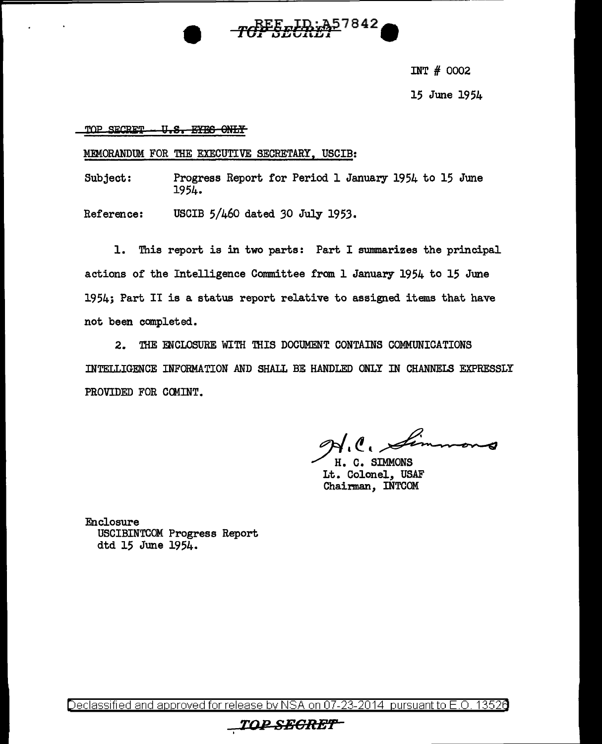INT # 0002

15 June 1954

~~TOP SECRET - U.S. EYES ONLY~~

MEMORANDUM FOR THE EXECUTIVE SECRETARY, USCIB:

Subject: Progress Report for Period 1 January 1954 to 15 June 1954.

Reference: USCIB 5/460 dated 30 July 1953.

1. This report is in two parts: Part I summarizes the principal actions of the Intelligence Committee from 1 January 1954 to 15 June 1954; Part II is a status report relative to assigned items that have not been completed.

2. THE ENCLOSURE WITH THIS DOCUMENT CONTAINS COMMUNICATIONS INTELLIGENCE INFORMATION AND SHALL BE HANDLED ONLY IN CHANNELS EXPRESSLY PROVIDED FOR COMINT.

H. C. Simmons

H. C. SIMMONS
Lt. Colonel, USAF
Chairman, INTCOM

Enclosure
USCIBINTCOM Progress Report
dtd 15 June 1954.

Declassified and approved for release by NSA on 07-23-2014 pursuant to E.O. 13526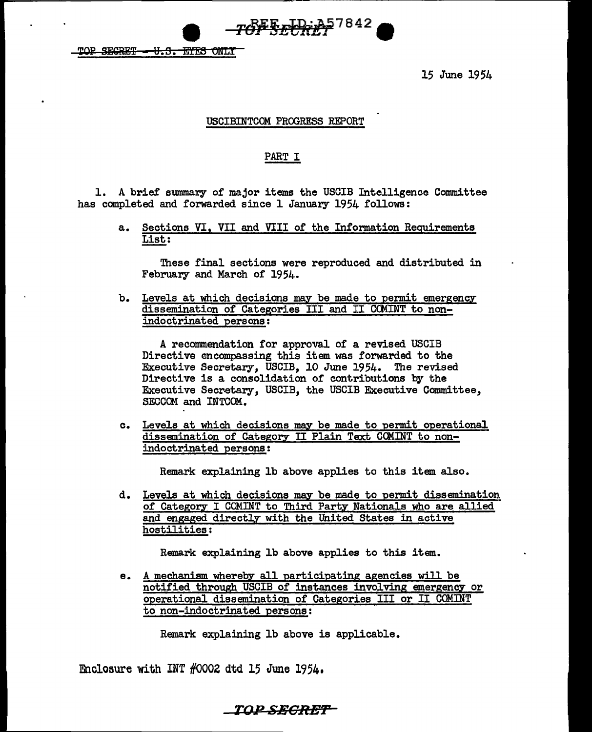TOP SECRET - U.S. EYES ONLY

15 June 1954

USCIBINTCOM PROGRESS REPORT

PART I

1. A brief summary of major items the USCIB Intelligence Committee has completed and forwarded since 1 January 1954 follows:

   a. Sections VI, VII and VIII of the Information Requirements List:

      These final sections were reproduced and distributed in February and March of 1954.

   b. Levels at which decisions may be made to permit emergency dissemination of Categories III and II COMINT to non-indoctrinated persons:

      A recommendation for approval of a revised USCIB Directive encompassing this item was forwarded to the Executive Secretary, USCIB, 10 June 1954. The revised Directive is a consolidation of contributions by the Executive Secretary, USCIB, the USCIB Executive Committee, SECCOM and INTCOM.

   c. Levels at which decisions may be made to permit operational dissemination of Category II Plain Text COMINT to non-indoctrinated persons:

      Remark explaining 1b above applies to this item also.

   d. Levels at which decisions may be made to permit dissemination of Category I COMINT to Third Party Nationals who are allied and engaged directly with the United States in active hostilities:

      Remark explaining 1b above applies to this item.

   e. A mechanism whereby all participating agencies will be notified through USCIB of instances involving emergency or operational dissemination of Categories III or II COMINT to non-indoctrinated persons:

      Remark explaining 1b above is applicable.

Enclosure with INT #0002 dtd 15 June 1954.

TOP SECRET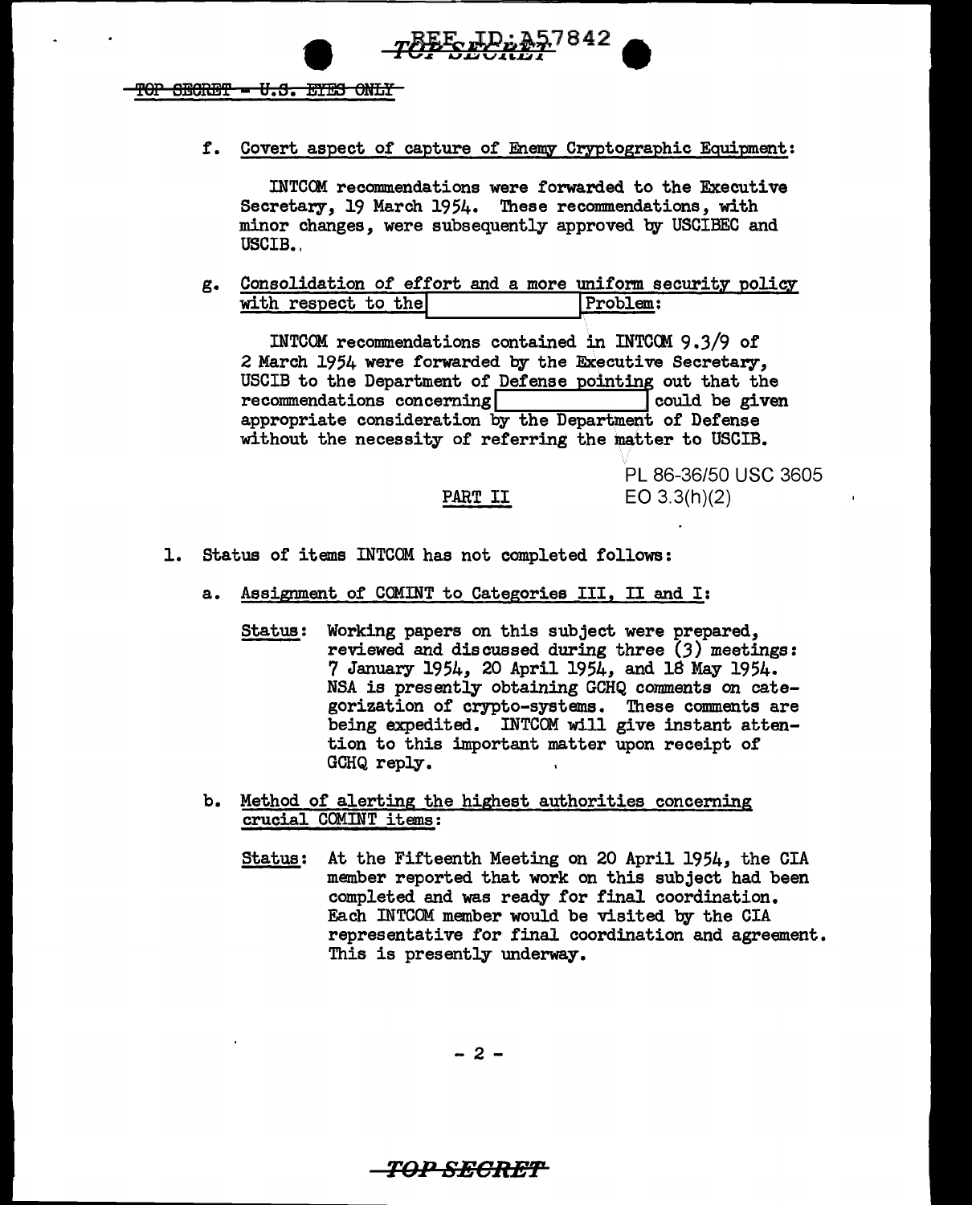f. Covert aspect of capture of Enemy Cryptographic Equipment:

INTCOM recommendations were forwarded to the Executive Secretary, 19 March 1954. These recommendations, with minor changes, were subsequently approved by USCIBEC and USCIB.

g. Consolidation of effort and a more uniform security policy with respect to the [ ] Problem:

INTCOM recommendations contained in INTCOM 9.3/9 of 2 March 1954 were forwarded by the Executive Secretary, USCIB to the Department of Defense pointing out that the recommendations concerning [ ] could be given appropriate consideration by the Department of Defense without the necessity of referring the matter to USCIB.

PL 86-36/50 USC 3605
EO 3.3(h)(2)

PART II

1. Status of items INTCOM has not completed follows:

a. Assignment of COMINT to Categories III, II and I:

Status: Working papers on this subject were prepared, reviewed and discussed during three (3) meetings: 7 January 1954, 20 April 1954, and 18 May 1954. NSA is presently obtaining GCHQ comments on categorization of crypto-systems. These comments are being expedited. INTCOM will give instant attention to this important matter upon receipt of GCHQ reply.

b. Method of alerting the highest authorities concerning crucial COMINT items:

Status: At the Fifteenth Meeting on 20 April 1954, the CIA member reported that work on this subject had been completed and was ready for final coordination. Each INTCOM member would be visited by the CIA representative for final coordination and agreement. This is presently underway.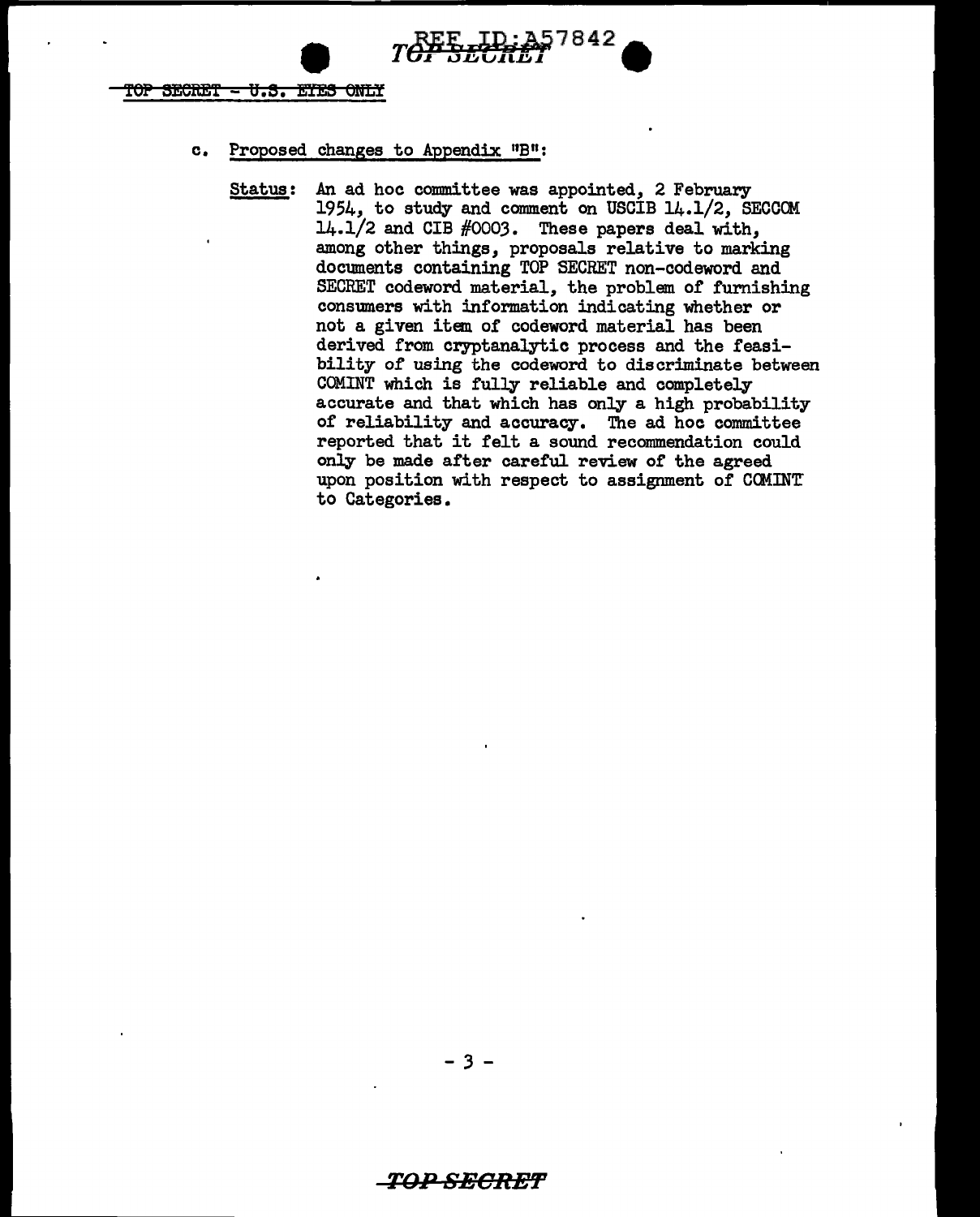c. Proposed changes to Appendix "B":

Status: An ad hoc committee was appointed, 2 February 1954, to study and comment on USCIB 14.1/2, SECCOM 14.1/2 and CIB #0003. These papers deal with, among other things, proposals relative to marking documents containing TOP SECRET non-codeword and SECRET codeword material, the problem of furnishing consumers with information indicating whether or not a given item of codeword material has been derived from cryptanalytic process and the feasibility of using the codeword to discriminate between COMINT which is fully reliable and completely accurate and that which has only a high probability of reliability and accuracy. The ad hoc committee reported that it felt a sound recommendation could only be made after careful review of the agreed upon position with respect to assignment of COMINT to Categories.